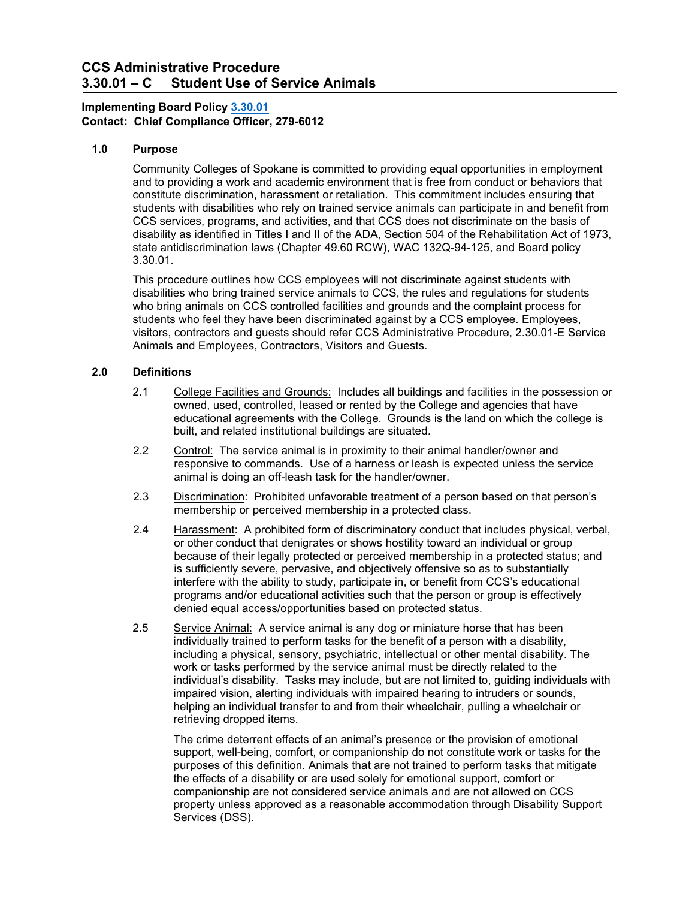# CCS Administrative Procedure
# 3.30.01 – C Student Use of Service Animals

**Implementing Board Policy [3.30.01](3.30.01)**
**Contact: Chief Compliance Officer, 279-6012**

## 1.0 Purpose

Community Colleges of Spokane is committed to providing equal opportunities in employment and to providing a work and academic environment that is free from conduct or behaviors that constitute discrimination, harassment or retaliation. This commitment includes ensuring that students with disabilities who rely on trained service animals can participate in and benefit from CCS services, programs, and activities, and that CCS does not discriminate on the basis of disability as identified in Titles I and II of the ADA, Section 504 of the Rehabilitation Act of 1973, state antidiscrimination laws (Chapter 49.60 RCW), WAC 132Q-94-125, and Board policy 3.30.01.

This procedure outlines how CCS employees will not discriminate against students with disabilities who bring trained service animals to CCS, the rules and regulations for students who bring animals on CCS controlled facilities and grounds and the complaint process for students who feel they have been discriminated against by a CCS employee. Employees, visitors, contractors and guests should refer CCS Administrative Procedure, 2.30.01-E Service Animals and Employees, Contractors, Visitors and Guests.

## 2.0 Definitions

2.1 College Facilities and Grounds: Includes all buildings and facilities in the possession or owned, used, controlled, leased or rented by the College and agencies that have educational agreements with the College. Grounds is the land on which the college is built, and related institutional buildings are situated.

2.2 Control: The service animal is in proximity to their animal handler/owner and responsive to commands. Use of a harness or leash is expected unless the service animal is doing an off-leash task for the handler/owner.

2.3 Discrimination: Prohibited unfavorable treatment of a person based on that person's membership or perceived membership in a protected class.

2.4 Harassment: A prohibited form of discriminatory conduct that includes physical, verbal, or other conduct that denigrates or shows hostility toward an individual or group because of their legally protected or perceived membership in a protected status; and is sufficiently severe, pervasive, and objectively offensive so as to substantially interfere with the ability to study, participate in, or benefit from CCS's educational programs and/or educational activities such that the person or group is effectively denied equal access/opportunities based on protected status.

2.5 Service Animal: A service animal is any dog or miniature horse that has been individually trained to perform tasks for the benefit of a person with a disability, including a physical, sensory, psychiatric, intellectual or other mental disability. The work or tasks performed by the service animal must be directly related to the individual's disability. Tasks may include, but are not limited to, guiding individuals with impaired vision, alerting individuals with impaired hearing to intruders or sounds, helping an individual transfer to and from their wheelchair, pulling a wheelchair or retrieving dropped items.

The crime deterrent effects of an animal's presence or the provision of emotional support, well-being, comfort, or companionship do not constitute work or tasks for the purposes of this definition. Animals that are not trained to perform tasks that mitigate the effects of a disability or are used solely for emotional support, comfort or companionship are not considered service animals and are not allowed on CCS property unless approved as a reasonable accommodation through Disability Support Services (DSS).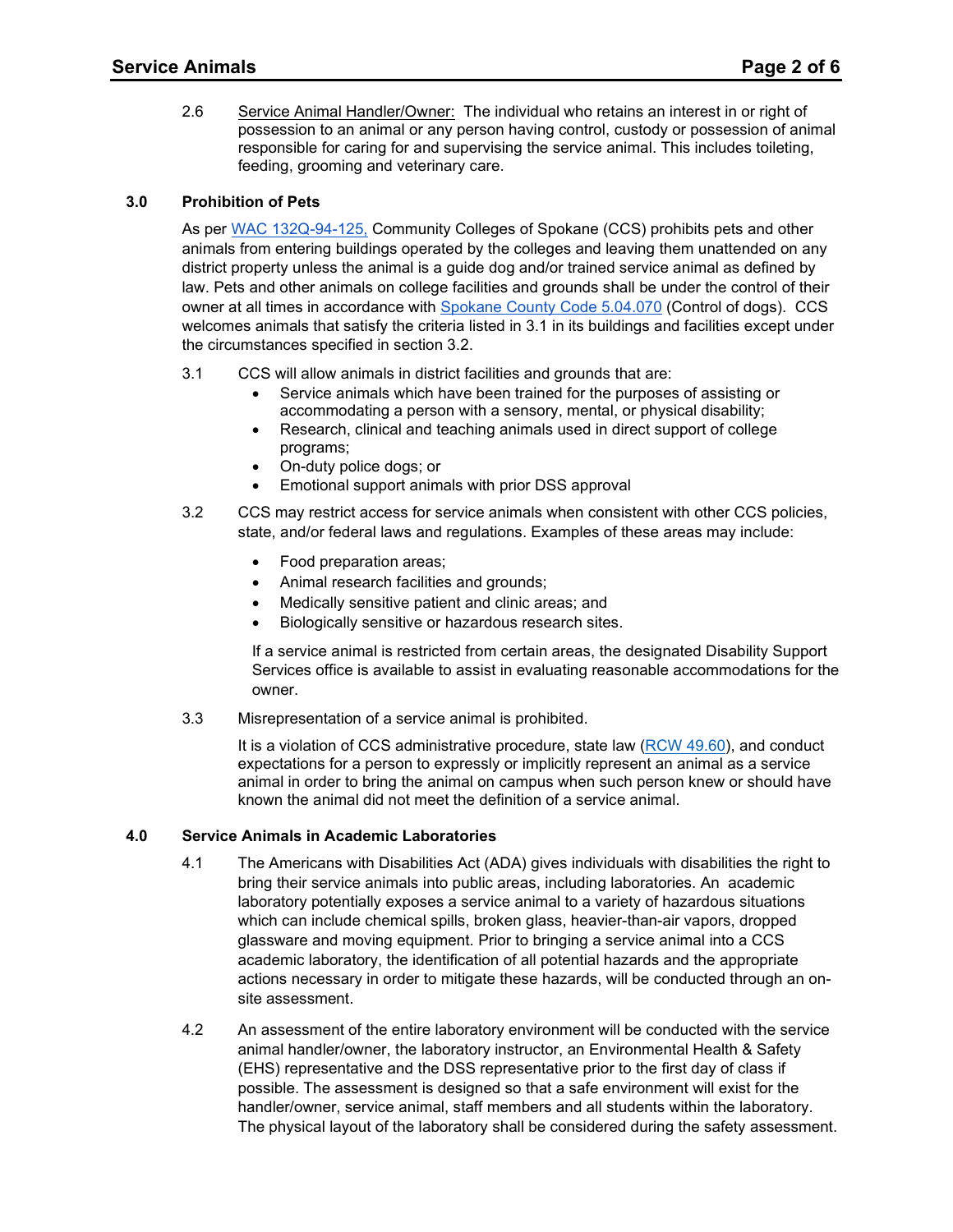2.6 Service Animal Handler/Owner: The individual who retains an interest in or right of possession to an animal or any person having control, custody or possession of animal responsible for caring for and supervising the service animal. This includes toileting, feeding, grooming and veterinary care.

## 3.0 Prohibition of Pets

As per [WAC 132Q-94-125,](#) Community Colleges of Spokane (CCS) prohibits pets and other animals from entering buildings operated by the colleges and leaving them unattended on any district property unless the animal is a guide dog and/or trained service animal as defined by law. Pets and other animals on college facilities and grounds shall be under the control of their owner at all times in accordance with [Spokane County Code 5.04.070](#) (Control of dogs). CCS welcomes animals that satisfy the criteria listed in 3.1 in its buildings and facilities except under the circumstances specified in section 3.2.

3.1 CCS will allow animals in district facilities and grounds that are:

- Service animals which have been trained for the purposes of assisting or accommodating a person with a sensory, mental, or physical disability;
- Research, clinical and teaching animals used in direct support of college programs;
- On-duty police dogs; or
- Emotional support animals with prior DSS approval

3.2 CCS may restrict access for service animals when consistent with other CCS policies, state, and/or federal laws and regulations. Examples of these areas may include:

- Food preparation areas;
- Animal research facilities and grounds;
- Medically sensitive patient and clinic areas; and
- Biologically sensitive or hazardous research sites.

If a service animal is restricted from certain areas, the designated Disability Support Services office is available to assist in evaluating reasonable accommodations for the owner.

3.3 Misrepresentation of a service animal is prohibited.

It is a violation of CCS administrative procedure, state law ([RCW 49.60](#)), and conduct expectations for a person to expressly or implicitly represent an animal as a service animal in order to bring the animal on campus when such person knew or should have known the animal did not meet the definition of a service animal.

## 4.0 Service Animals in Academic Laboratories

4.1 The Americans with Disabilities Act (ADA) gives individuals with disabilities the right to bring their service animals into public areas, including laboratories. An academic laboratory potentially exposes a service animal to a variety of hazardous situations which can include chemical spills, broken glass, heavier-than-air vapors, dropped glassware and moving equipment. Prior to bringing a service animal into a CCS academic laboratory, the identification of all potential hazards and the appropriate actions necessary in order to mitigate these hazards, will be conducted through an on-site assessment.

4.2 An assessment of the entire laboratory environment will be conducted with the service animal handler/owner, the laboratory instructor, an Environmental Health & Safety (EHS) representative and the DSS representative prior to the first day of class if possible. The assessment is designed so that a safe environment will exist for the handler/owner, service animal, staff members and all students within the laboratory. The physical layout of the laboratory shall be considered during the safety assessment.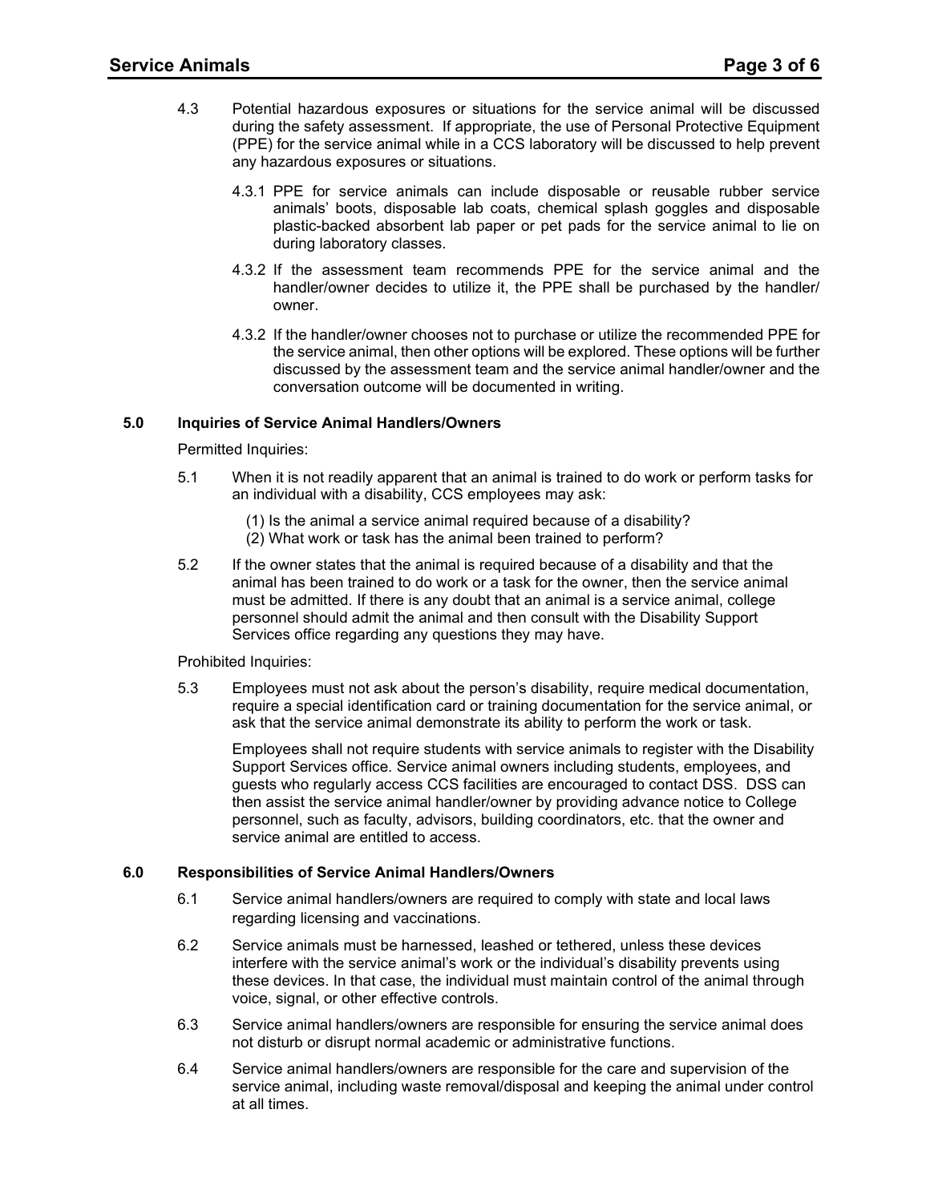4.3 Potential hazardous exposures or situations for the service animal will be discussed during the safety assessment. If appropriate, the use of Personal Protective Equipment (PPE) for the service animal while in a CCS laboratory will be discussed to help prevent any hazardous exposures or situations.

4.3.1 PPE for service animals can include disposable or reusable rubber service animals' boots, disposable lab coats, chemical splash goggles and disposable plastic-backed absorbent lab paper or pet pads for the service animal to lie on during laboratory classes.

4.3.2 If the assessment team recommends PPE for the service animal and the handler/owner decides to utilize it, the PPE shall be purchased by the handler/ owner.

4.3.2 If the handler/owner chooses not to purchase or utilize the recommended PPE for the service animal, then other options will be explored. These options will be further discussed by the assessment team and the service animal handler/owner and the conversation outcome will be documented in writing.

## 5.0 Inquiries of Service Animal Handlers/Owners

Permitted Inquiries:

5.1 When it is not readily apparent that an animal is trained to do work or perform tasks for an individual with a disability, CCS employees may ask:

(1) Is the animal a service animal required because of a disability?
(2) What work or task has the animal been trained to perform?

5.2 If the owner states that the animal is required because of a disability and that the animal has been trained to do work or a task for the owner, then the service animal must be admitted. If there is any doubt that an animal is a service animal, college personnel should admit the animal and then consult with the Disability Support Services office regarding any questions they may have.

Prohibited Inquiries:

5.3 Employees must not ask about the person's disability, require medical documentation, require a special identification card or training documentation for the service animal, or ask that the service animal demonstrate its ability to perform the work or task.

Employees shall not require students with service animals to register with the Disability Support Services office. Service animal owners including students, employees, and guests who regularly access CCS facilities are encouraged to contact DSS. DSS can then assist the service animal handler/owner by providing advance notice to College personnel, such as faculty, advisors, building coordinators, etc. that the owner and service animal are entitled to access.

## 6.0 Responsibilities of Service Animal Handlers/Owners

6.1 Service animal handlers/owners are required to comply with state and local laws regarding licensing and vaccinations.

6.2 Service animals must be harnessed, leashed or tethered, unless these devices interfere with the service animal's work or the individual's disability prevents using these devices. In that case, the individual must maintain control of the animal through voice, signal, or other effective controls.

6.3 Service animal handlers/owners are responsible for ensuring the service animal does not disturb or disrupt normal academic or administrative functions.

6.4 Service animal handlers/owners are responsible for the care and supervision of the service animal, including waste removal/disposal and keeping the animal under control at all times.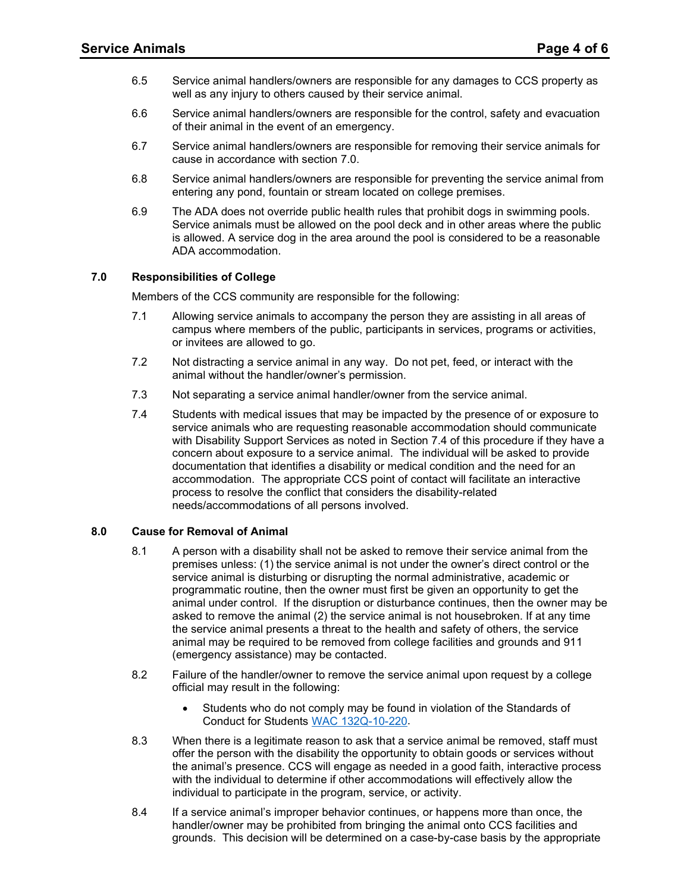6.5 Service animal handlers/owners are responsible for any damages to CCS property as well as any injury to others caused by their service animal.

6.6 Service animal handlers/owners are responsible for the control, safety and evacuation of their animal in the event of an emergency.

6.7 Service animal handlers/owners are responsible for removing their service animals for cause in accordance with section 7.0.

6.8 Service animal handlers/owners are responsible for preventing the service animal from entering any pond, fountain or stream located on college premises.

6.9 The ADA does not override public health rules that prohibit dogs in swimming pools. Service animals must be allowed on the pool deck and in other areas where the public is allowed. A service dog in the area around the pool is considered to be a reasonable ADA accommodation.

## 7.0 Responsibilities of College

Members of the CCS community are responsible for the following:

7.1 Allowing service animals to accompany the person they are assisting in all areas of campus where members of the public, participants in services, programs or activities, or invitees are allowed to go.

7.2 Not distracting a service animal in any way. Do not pet, feed, or interact with the animal without the handler/owner's permission.

7.3 Not separating a service animal handler/owner from the service animal.

7.4 Students with medical issues that may be impacted by the presence of or exposure to service animals who are requesting reasonable accommodation should communicate with Disability Support Services as noted in Section 7.4 of this procedure if they have a concern about exposure to a service animal. The individual will be asked to provide documentation that identifies a disability or medical condition and the need for an accommodation. The appropriate CCS point of contact will facilitate an interactive process to resolve the conflict that considers the disability-related needs/accommodations of all persons involved.

## 8.0 Cause for Removal of Animal

8.1 A person with a disability shall not be asked to remove their service animal from the premises unless: (1) the service animal is not under the owner's direct control or the service animal is disturbing or disrupting the normal administrative, academic or programmatic routine, then the owner must first be given an opportunity to get the animal under control. If the disruption or disturbance continues, then the owner may be asked to remove the animal (2) the service animal is not housebroken. If at any time the service animal presents a threat to the health and safety of others, the service animal may be required to be removed from college facilities and grounds and 911 (emergency assistance) may be contacted.

8.2 Failure of the handler/owner to remove the service animal upon request by a college official may result in the following:

- Students who do not comply may be found in violation of the Standards of Conduct for Students [WAC 132Q-10-220](WAC 132Q-10-220).

8.3 When there is a legitimate reason to ask that a service animal be removed, staff must offer the person with the disability the opportunity to obtain goods or services without the animal's presence. CCS will engage as needed in a good faith, interactive process with the individual to determine if other accommodations will effectively allow the individual to participate in the program, service, or activity.

8.4 If a service animal's improper behavior continues, or happens more than once, the handler/owner may be prohibited from bringing the animal onto CCS facilities and grounds. This decision will be determined on a case-by-case basis by the appropriate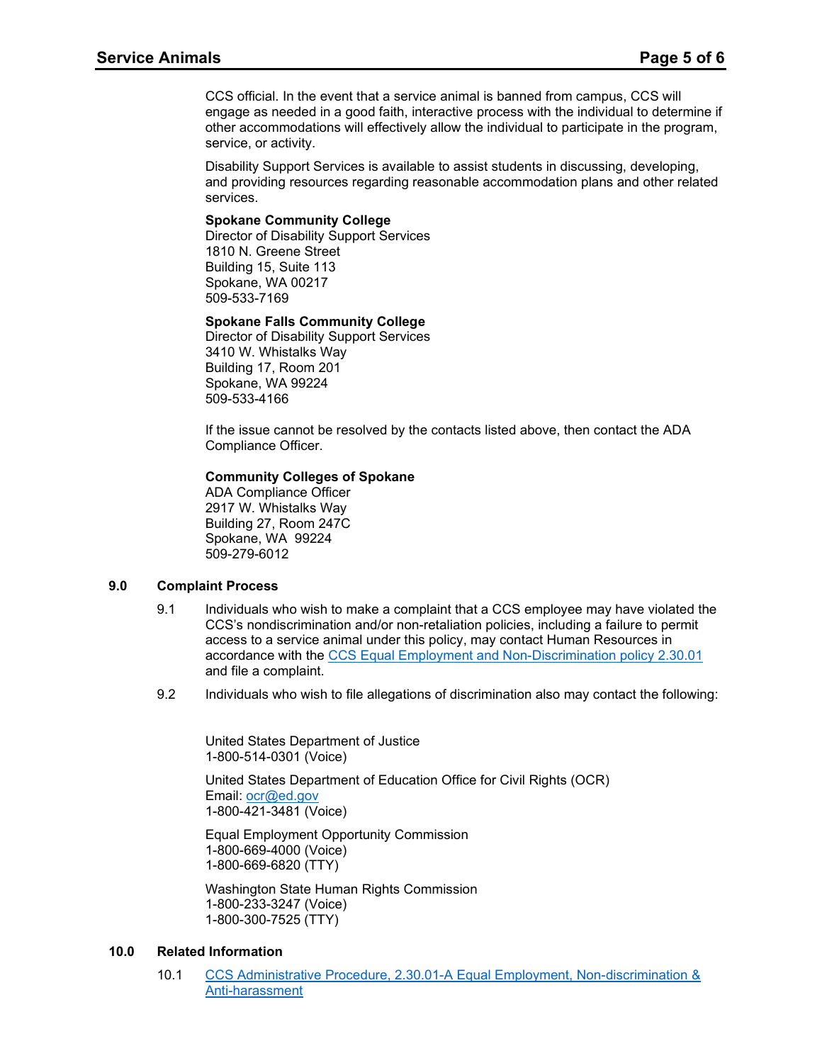CCS official. In the event that a service animal is banned from campus, CCS will engage as needed in a good faith, interactive process with the individual to determine if other accommodations will effectively allow the individual to participate in the program, service, or activity.

Disability Support Services is available to assist students in discussing, developing, and providing resources regarding reasonable accommodation plans and other related services.

**Spokane Community College**
Director of Disability Support Services
1810 N. Greene Street
Building 15, Suite 113
Spokane, WA 00217
509-533-7169

**Spokane Falls Community College**
Director of Disability Support Services
3410 W. Whistalks Way
Building 17, Room 201
Spokane, WA 99224
509-533-4166

If the issue cannot be resolved by the contacts listed above, then contact the ADA Compliance Officer.

**Community Colleges of Spokane**
ADA Compliance Officer
2917 W. Whistalks Way
Building 27, Room 247C
Spokane, WA 99224
509-279-6012

## 9.0 Complaint Process

9.1 Individuals who wish to make a complaint that a CCS employee may have violated the CCS's nondiscrimination and/or non-retaliation policies, including a failure to permit access to a service animal under this policy, may contact Human Resources in accordance with the CCS Equal Employment and Non-Discrimination policy 2.30.01 and file a complaint.

9.2 Individuals who wish to file allegations of discrimination also may contact the following:

United States Department of Justice
1-800-514-0301 (Voice)

United States Department of Education Office for Civil Rights (OCR)
Email: ocr@ed.gov
1-800-421-3481 (Voice)

Equal Employment Opportunity Commission
1-800-669-4000 (Voice)
1-800-669-6820 (TTY)

Washington State Human Rights Commission
1-800-233-3247 (Voice)
1-800-300-7525 (TTY)

## 10.0 Related Information

10.1 CCS Administrative Procedure, 2.30.01-A Equal Employment, Non-discrimination & Anti-harassment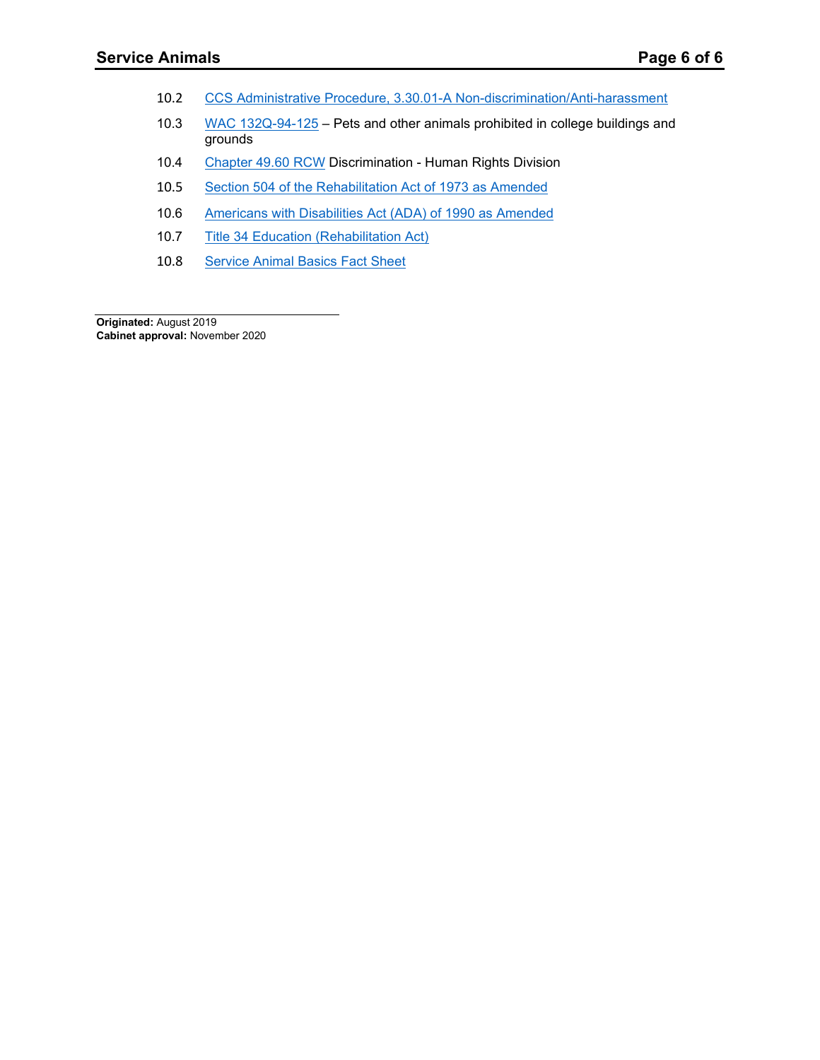10.2 CCS Administrative Procedure, 3.30.01-A Non-discrimination/Anti-harassment

10.3 WAC 132Q-94-125 – Pets and other animals prohibited in college buildings and grounds

10.4 Chapter 49.60 RCW Discrimination - Human Rights Division

10.5 Section 504 of the Rehabilitation Act of 1973 as Amended

10.6 Americans with Disabilities Act (ADA) of 1990 as Amended

10.7 Title 34 Education (Rehabilitation Act)

10.8 Service Animal Basics Fact Sheet

---

**Originated:** August 2019
**Cabinet approval:** November 2020